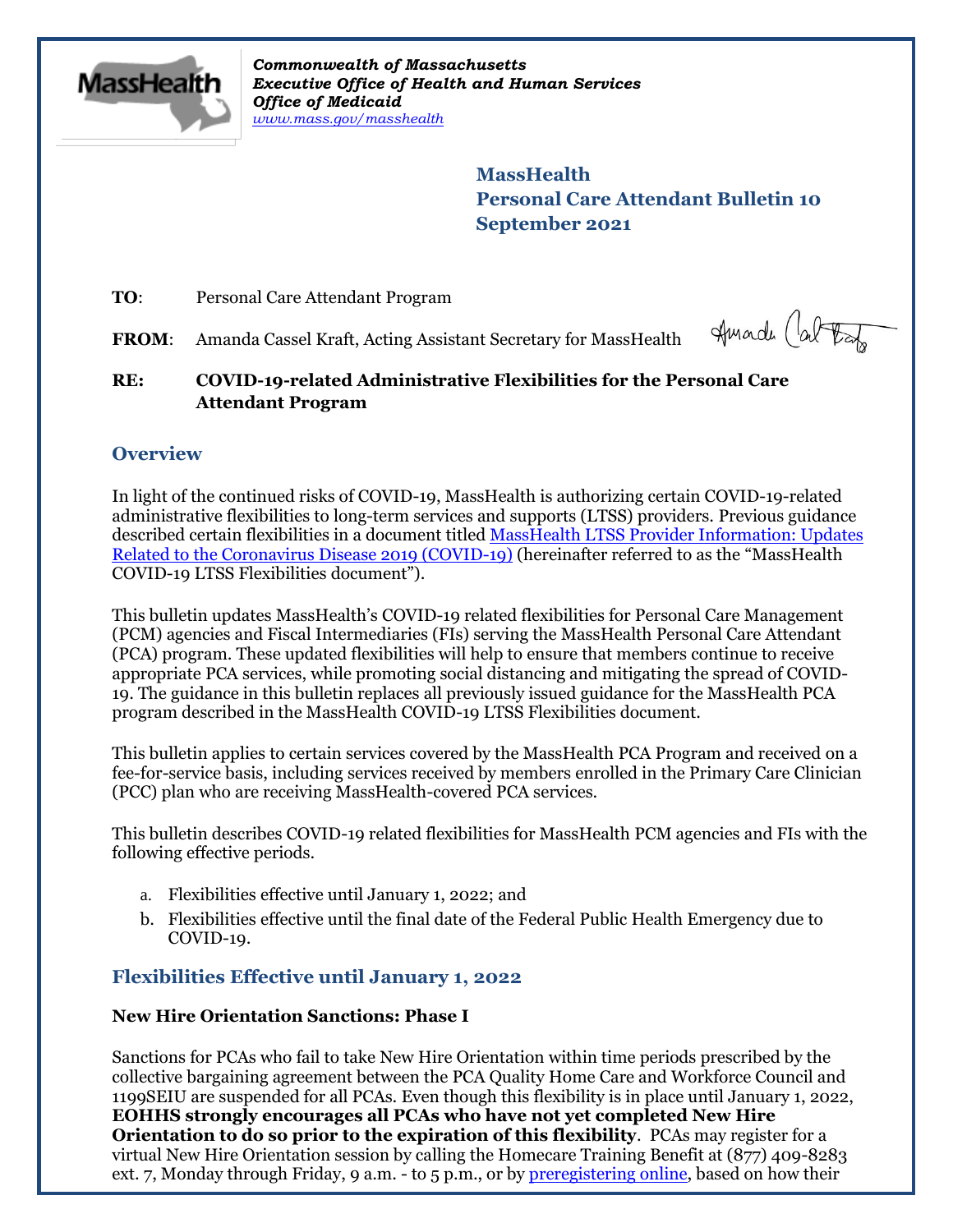*Commonwealth of Massachusetts*
*Executive Office of Health and Human Services*
*Office of Medicaid*
*www.mass.gov/masshealth*

**MassHealth**
**Personal Care Attendant Bulletin 10**
**September 2021**

**TO**: Personal Care Attendant Program

**FROM**: Amanda Cassel Kraft, Acting Assistant Secretary for MassHealth

**RE: COVID-19-related Administrative Flexibilities for the Personal Care Attendant Program**

## Overview

In light of the continued risks of COVID-19, MassHealth is authorizing certain COVID-19-related administrative flexibilities to long-term services and supports (LTSS) providers. Previous guidance described certain flexibilities in a document titled MassHealth LTSS Provider Information: Updates Related to the Coronavirus Disease 2019 (COVID-19) (hereinafter referred to as the "MassHealth COVID-19 LTSS Flexibilities document").

This bulletin updates MassHealth's COVID-19 related flexibilities for Personal Care Management (PCM) agencies and Fiscal Intermediaries (FIs) serving the MassHealth Personal Care Attendant (PCA) program. These updated flexibilities will help to ensure that members continue to receive appropriate PCA services, while promoting social distancing and mitigating the spread of COVID-19. The guidance in this bulletin replaces all previously issued guidance for the MassHealth PCA program described in the MassHealth COVID-19 LTSS Flexibilities document.

This bulletin applies to certain services covered by the MassHealth PCA Program and received on a fee-for-service basis, including services received by members enrolled in the Primary Care Clinician (PCC) plan who are receiving MassHealth-covered PCA services.

This bulletin describes COVID-19 related flexibilities for MassHealth PCM agencies and FIs with the following effective periods.

a. Flexibilities effective until January 1, 2022; and
b. Flexibilities effective until the final date of the Federal Public Health Emergency due to COVID-19.

## Flexibilities Effective until January 1, 2022

### New Hire Orientation Sanctions: Phase I

Sanctions for PCAs who fail to take New Hire Orientation within time periods prescribed by the collective bargaining agreement between the PCA Quality Home Care and Workforce Council and 1199SEIU are suspended for all PCAs. Even though this flexibility is in place until January 1, 2022, **EOHHS strongly encourages all PCAs who have not yet completed New Hire Orientation to do so prior to the expiration of this flexibility**. PCAs may register for a virtual New Hire Orientation session by calling the Homecare Training Benefit at (877) 409-8283 ext. 7, Monday through Friday, 9 a.m. - to 5 p.m., or by preregistering online, based on how their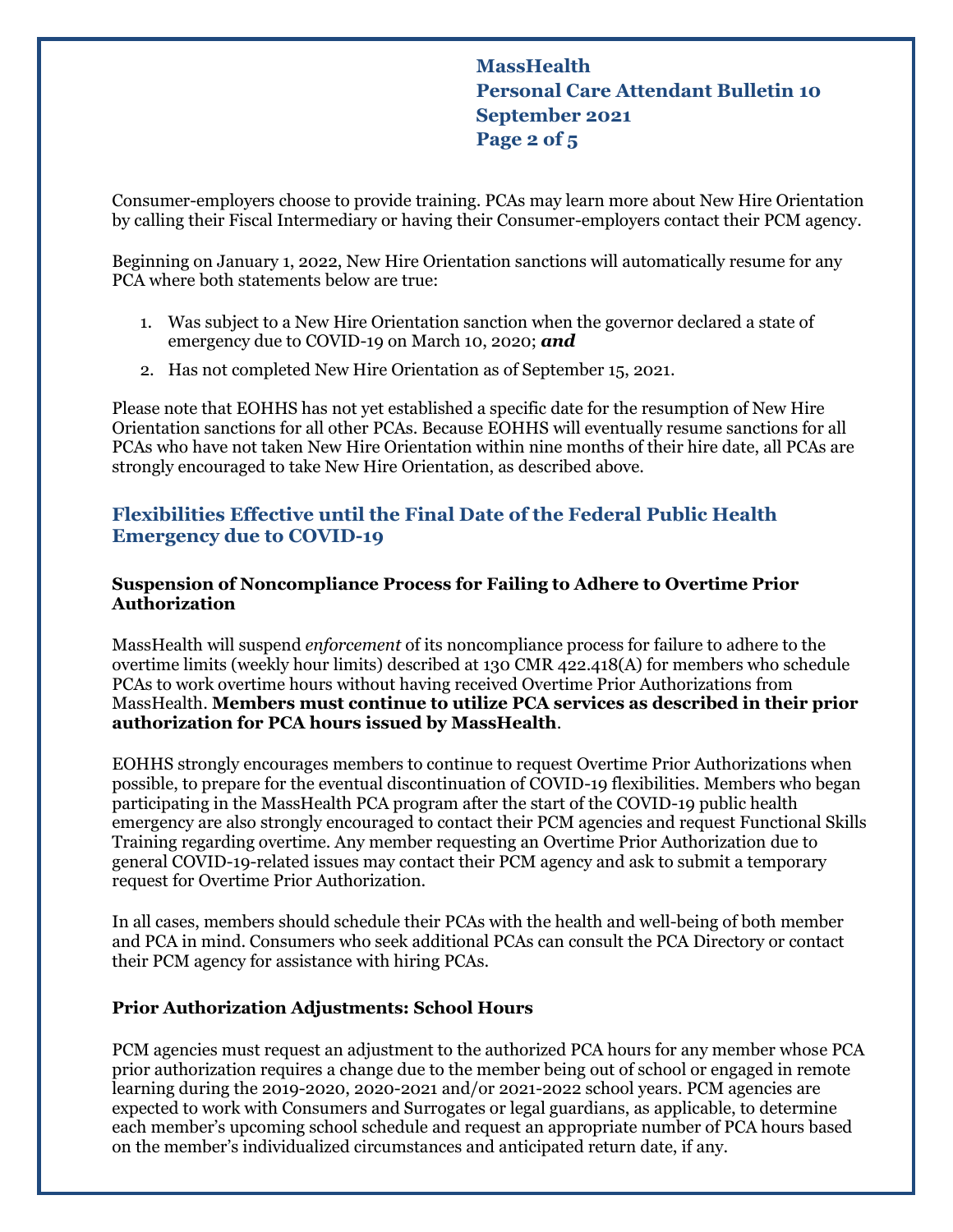Consumer-employers choose to provide training. PCAs may learn more about New Hire Orientation by calling their Fiscal Intermediary or having their Consumer-employers contact their PCM agency.

Beginning on January 1, 2022, New Hire Orientation sanctions will automatically resume for any PCA where both statements below are true:

1. Was subject to a New Hire Orientation sanction when the governor declared a state of emergency due to COVID-19 on March 10, 2020; ***and***
2. Has not completed New Hire Orientation as of September 15, 2021.

Please note that EOHHS has not yet established a specific date for the resumption of New Hire Orientation sanctions for all other PCAs. Because EOHHS will eventually resume sanctions for all PCAs who have not taken New Hire Orientation within nine months of their hire date, all PCAs are strongly encouraged to take New Hire Orientation, as described above.

## Flexibilities Effective until the Final Date of the Federal Public Health Emergency due to COVID-19

### Suspension of Noncompliance Process for Failing to Adhere to Overtime Prior Authorization

MassHealth will suspend *enforcement* of its noncompliance process for failure to adhere to the overtime limits (weekly hour limits) described at 130 CMR 422.418(A) for members who schedule PCAs to work overtime hours without having received Overtime Prior Authorizations from MassHealth. **Members must continue to utilize PCA services as described in their prior authorization for PCA hours issued by MassHealth**.

EOHHS strongly encourages members to continue to request Overtime Prior Authorizations when possible, to prepare for the eventual discontinuation of COVID-19 flexibilities. Members who began participating in the MassHealth PCA program after the start of the COVID-19 public health emergency are also strongly encouraged to contact their PCM agencies and request Functional Skills Training regarding overtime. Any member requesting an Overtime Prior Authorization due to general COVID-19-related issues may contact their PCM agency and ask to submit a temporary request for Overtime Prior Authorization.

In all cases, members should schedule their PCAs with the health and well-being of both member and PCA in mind. Consumers who seek additional PCAs can consult the PCA Directory or contact their PCM agency for assistance with hiring PCAs.

### Prior Authorization Adjustments: School Hours

PCM agencies must request an adjustment to the authorized PCA hours for any member whose PCA prior authorization requires a change due to the member being out of school or engaged in remote learning during the 2019-2020, 2020-2021 and/or 2021-2022 school years. PCM agencies are expected to work with Consumers and Surrogates or legal guardians, as applicable, to determine each member's upcoming school schedule and request an appropriate number of PCA hours based on the member's individualized circumstances and anticipated return date, if any.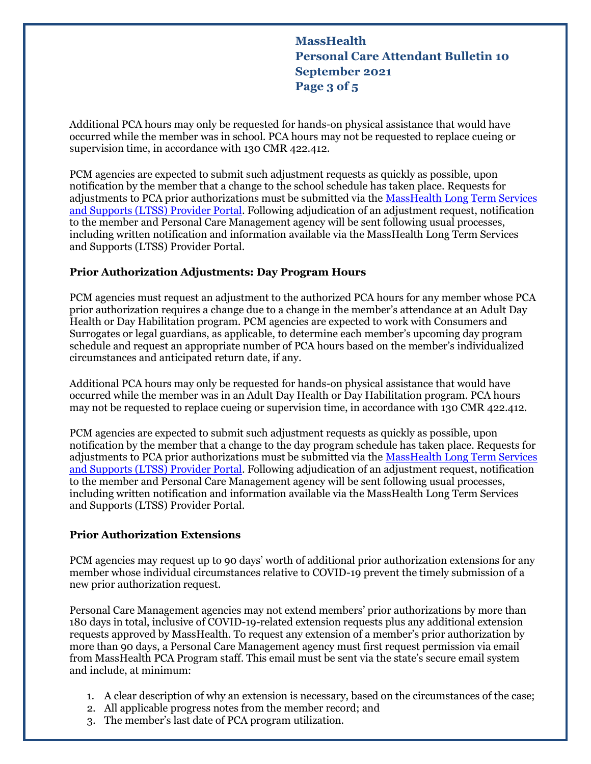Additional PCA hours may only be requested for hands-on physical assistance that would have occurred while the member was in school. PCA hours may not be requested to replace cueing or supervision time, in accordance with 130 CMR 422.412.

PCM agencies are expected to submit such adjustment requests as quickly as possible, upon notification by the member that a change to the school schedule has taken place. Requests for adjustments to PCA prior authorizations must be submitted via the [MassHealth Long Term Services and Supports (LTSS) Provider Portal](). Following adjudication of an adjustment request, notification to the member and Personal Care Management agency will be sent following usual processes, including written notification and information available via the MassHealth Long Term Services and Supports (LTSS) Provider Portal.

### Prior Authorization Adjustments: Day Program Hours

PCM agencies must request an adjustment to the authorized PCA hours for any member whose PCA prior authorization requires a change due to a change in the member's attendance at an Adult Day Health or Day Habilitation program. PCM agencies are expected to work with Consumers and Surrogates or legal guardians, as applicable, to determine each member's upcoming day program schedule and request an appropriate number of PCA hours based on the member's individualized circumstances and anticipated return date, if any.

Additional PCA hours may only be requested for hands-on physical assistance that would have occurred while the member was in an Adult Day Health or Day Habilitation program. PCA hours may not be requested to replace cueing or supervision time, in accordance with 130 CMR 422.412.

PCM agencies are expected to submit such adjustment requests as quickly as possible, upon notification by the member that a change to the day program schedule has taken place. Requests for adjustments to PCA prior authorizations must be submitted via the [MassHealth Long Term Services and Supports (LTSS) Provider Portal](). Following adjudication of an adjustment request, notification to the member and Personal Care Management agency will be sent following usual processes, including written notification and information available via the MassHealth Long Term Services and Supports (LTSS) Provider Portal.

### Prior Authorization Extensions

PCM agencies may request up to 90 days' worth of additional prior authorization extensions for any member whose individual circumstances relative to COVID-19 prevent the timely submission of a new prior authorization request.

Personal Care Management agencies may not extend members' prior authorizations by more than 180 days in total, inclusive of COVID-19-related extension requests plus any additional extension requests approved by MassHealth. To request any extension of a member's prior authorization by more than 90 days, a Personal Care Management agency must first request permission via email from MassHealth PCA Program staff. This email must be sent via the state's secure email system and include, at minimum:

1. A clear description of why an extension is necessary, based on the circumstances of the case;
2. All applicable progress notes from the member record; and
3. The member's last date of PCA program utilization.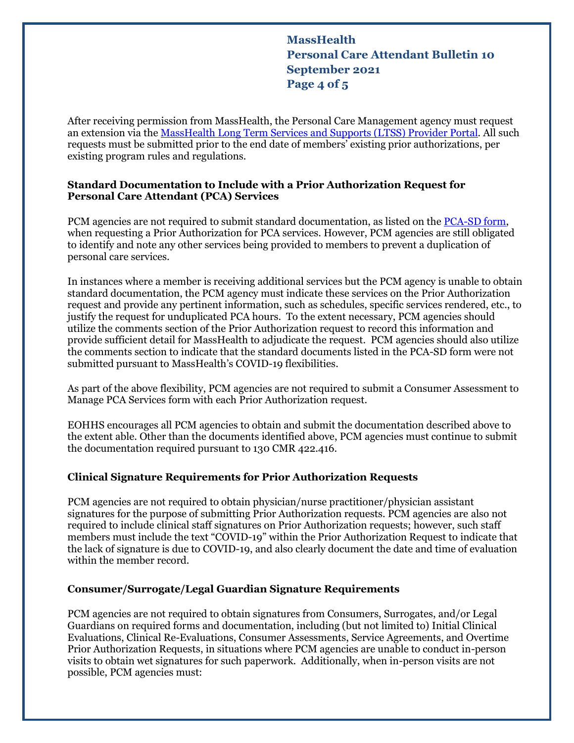After receiving permission from MassHealth, the Personal Care Management agency must request an extension via the [MassHealth Long Term Services and Supports (LTSS) Provider Portal](). All such requests must be submitted prior to the end date of members' existing prior authorizations, per existing program rules and regulations.

### Standard Documentation to Include with a Prior Authorization Request for Personal Care Attendant (PCA) Services

PCM agencies are not required to submit standard documentation, as listed on the [PCA-SD form](), when requesting a Prior Authorization for PCA services. However, PCM agencies are still obligated to identify and note any other services being provided to members to prevent a duplication of personal care services.

In instances where a member is receiving additional services but the PCM agency is unable to obtain standard documentation, the PCM agency must indicate these services on the Prior Authorization request and provide any pertinent information, such as schedules, specific services rendered, etc., to justify the request for unduplicated PCA hours. To the extent necessary, PCM agencies should utilize the comments section of the Prior Authorization request to record this information and provide sufficient detail for MassHealth to adjudicate the request. PCM agencies should also utilize the comments section to indicate that the standard documents listed in the PCA-SD form were not submitted pursuant to MassHealth's COVID-19 flexibilities.

As part of the above flexibility, PCM agencies are not required to submit a Consumer Assessment to Manage PCA Services form with each Prior Authorization request.

EOHHS encourages all PCM agencies to obtain and submit the documentation described above to the extent able. Other than the documents identified above, PCM agencies must continue to submit the documentation required pursuant to 130 CMR 422.416.

### Clinical Signature Requirements for Prior Authorization Requests

PCM agencies are not required to obtain physician/nurse practitioner/physician assistant signatures for the purpose of submitting Prior Authorization requests. PCM agencies are also not required to include clinical staff signatures on Prior Authorization requests; however, such staff members must include the text "COVID-19" within the Prior Authorization Request to indicate that the lack of signature is due to COVID-19, and also clearly document the date and time of evaluation within the member record.

### Consumer/Surrogate/Legal Guardian Signature Requirements

PCM agencies are not required to obtain signatures from Consumers, Surrogates, and/or Legal Guardians on required forms and documentation, including (but not limited to) Initial Clinical Evaluations, Clinical Re-Evaluations, Consumer Assessments, Service Agreements, and Overtime Prior Authorization Requests, in situations where PCM agencies are unable to conduct in-person visits to obtain wet signatures for such paperwork. Additionally, when in-person visits are not possible, PCM agencies must: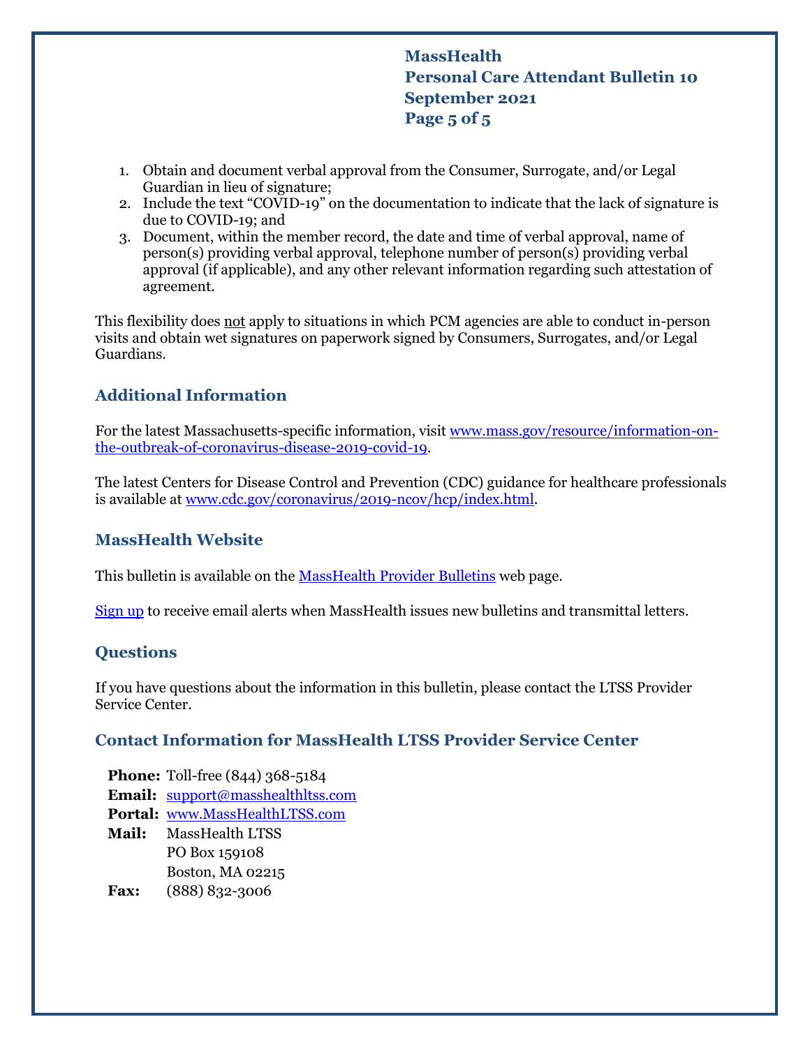1. Obtain and document verbal approval from the Consumer, Surrogate, and/or Legal Guardian in lieu of signature;
2. Include the text "COVID-19" on the documentation to indicate that the lack of signature is due to COVID-19; and
3. Document, within the member record, the date and time of verbal approval, name of person(s) providing verbal approval, telephone number of person(s) providing verbal approval (if applicable), and any other relevant information regarding such attestation of agreement.

This flexibility does not apply to situations in which PCM agencies are able to conduct in-person visits and obtain wet signatures on paperwork signed by Consumers, Surrogates, and/or Legal Guardians.

## Additional Information

For the latest Massachusetts-specific information, visit www.mass.gov/resource/information-on-the-outbreak-of-coronavirus-disease-2019-covid-19.

The latest Centers for Disease Control and Prevention (CDC) guidance for healthcare professionals is available at www.cdc.gov/coronavirus/2019-ncov/hcp/index.html.

## MassHealth Website

This bulletin is available on the MassHealth Provider Bulletins web page.

Sign up to receive email alerts when MassHealth issues new bulletins and transmittal letters.

## Questions

If you have questions about the information in this bulletin, please contact the LTSS Provider Service Center.

## Contact Information for MassHealth LTSS Provider Service Center

**Phone:** Toll-free (844) 368-5184
**Email:** support@masshealthltss.com
**Portal:** www.MassHealthLTSS.com
**Mail:** MassHealth LTSS
PO Box 159108
Boston, MA 02215
**Fax:** (888) 832-3006